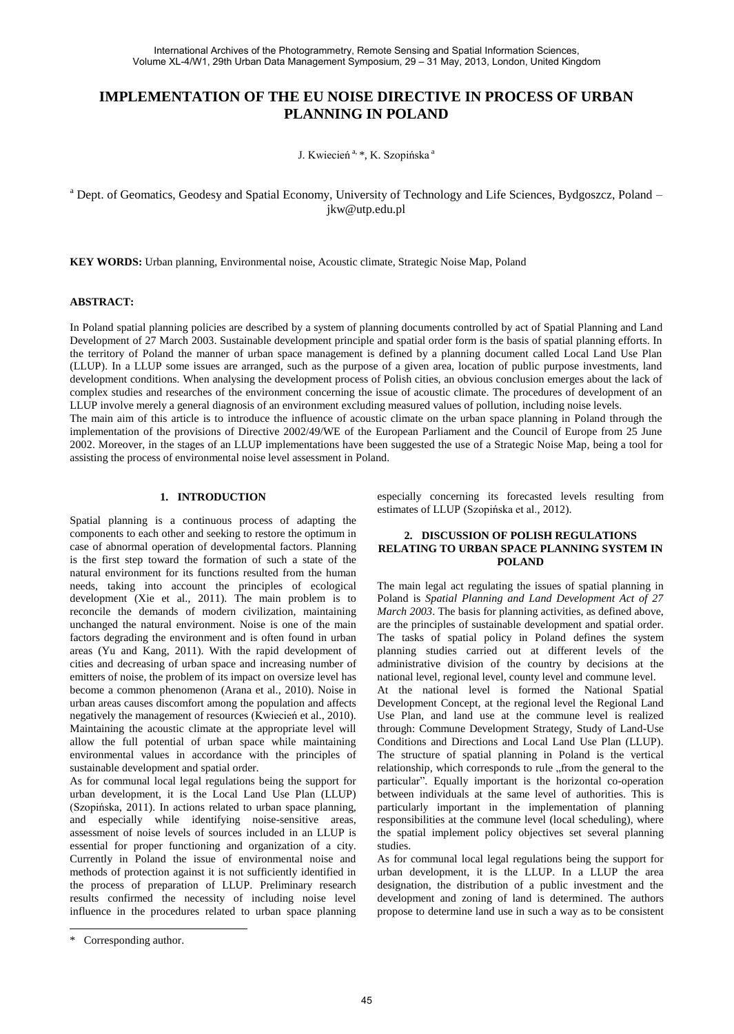# IMPLEMENTATION OF THE EU NOISE DIRECTIVE IN PROCESS OF URBAN PLANNING IN POLAND

J. Kwiecień [a,] *, K. Szopińska [a]

[a] Dept. of Geomatics, Geodesy and Spatial Economy, University of Technology and Life Sciences, Bydgoszcz, Poland – jkw@utp.edu.pl

**KEY WORDS:** Urban planning, Environmental noise, Acoustic climate, Strategic Noise Map, Poland

**ABSTRACT:**

In Poland spatial planning policies are described by a system of planning documents controlled by act of Spatial Planning and Land Development of 27 March 2003. Sustainable development principle and spatial order form is the basis of spatial planning efforts. In the territory of Poland the manner of urban space management is defined by a planning document called Local Land Use Plan (LLUP). In a LLUP some issues are arranged, such as the purpose of a given area, location of public purpose investments, land development conditions. When analysing the development process of Polish cities, an obvious conclusion emerges about the lack of complex studies and researches of the environment concerning the issue of acoustic climate. The procedures of development of an LLUP involve merely a general diagnosis of an environment excluding measured values of pollution, including noise levels.

The main aim of this article is to introduce the influence of acoustic climate on the urban space planning in Poland through the implementation of the provisions of Directive 2002/49/WE of the European Parliament and the Council of Europe from 25 June 2002. Moreover, in the stages of an LLUP implementations have been suggested the use of a Strategic Noise Map, being a tool for assisting the process of environmental noise level assessment in Poland.

## 1. INTRODUCTION

Spatial planning is a continuous process of adapting the components to each other and seeking to restore the optimum in case of abnormal operation of developmental factors. Planning is the first step toward the formation of such a state of the natural environment for its functions resulted from the human needs, taking into account the principles of ecological development (Xie et al., 2011). The main problem is to reconcile the demands of modern civilization, maintaining unchanged the natural environment. Noise is one of the main factors degrading the environment and is often found in urban areas (Yu and Kang, 2011). With the rapid development of cities and decreasing of urban space and increasing number of emitters of noise, the problem of its impact on oversize level has become a common phenomenon (Arana et al., 2010). Noise in urban areas causes discomfort among the population and affects negatively the management of resources (Kwiecień et al., 2010). Maintaining the acoustic climate at the appropriate level will allow the full potential of urban space while maintaining environmental values in accordance with the principles of sustainable development and spatial order.

As for communal local legal regulations being the support for urban development, it is the Local Land Use Plan (LLUP) (Szopińska, 2011). In actions related to urban space planning, and especially while identifying noise-sensitive areas, assessment of noise levels of sources included in an LLUP is essential for proper functioning and organization of a city. Currently in Poland the issue of environmental noise and methods of protection against it is not sufficiently identified in the process of preparation of LLUP. Preliminary research results confirmed the necessity of including noise level influence in the procedures related to urban space planning especially concerning its forecasted levels resulting from estimates of LLUP (Szopińska et al., 2012).

## 2. DISCUSSION OF POLISH REGULATIONS RELATING TO URBAN SPACE PLANNING SYSTEM IN POLAND

The main legal act regulating the issues of spatial planning in Poland is *Spatial Planning and Land Development Act of 27 March 2003*. The basis for planning activities, as defined above, are the principles of sustainable development and spatial order. The tasks of spatial policy in Poland defines the system planning studies carried out at different levels of the administrative division of the country by decisions at the national level, regional level, county level and commune level.

At the national level is formed the National Spatial Development Concept, at the regional level the Regional Land Use Plan, and land use at the commune level is realized through: Commune Development Strategy, Study of Land-Use Conditions and Directions and Local Land Use Plan (LLUP). The structure of spatial planning in Poland is the vertical relationship, which corresponds to rule „from the general to the particular". Equally important is the horizontal co-operation between individuals at the same level of authorities. This is particularly important in the implementation of planning responsibilities at the commune level (local scheduling), where the spatial implement policy objectives set several planning studies.

As for communal local legal regulations being the support for urban development, it is the LLUP. In a LLUP the area designation, the distribution of a public investment and the development and zoning of land is determined. The authors propose to determine land use in such a way as to be consistent

\* Corresponding author.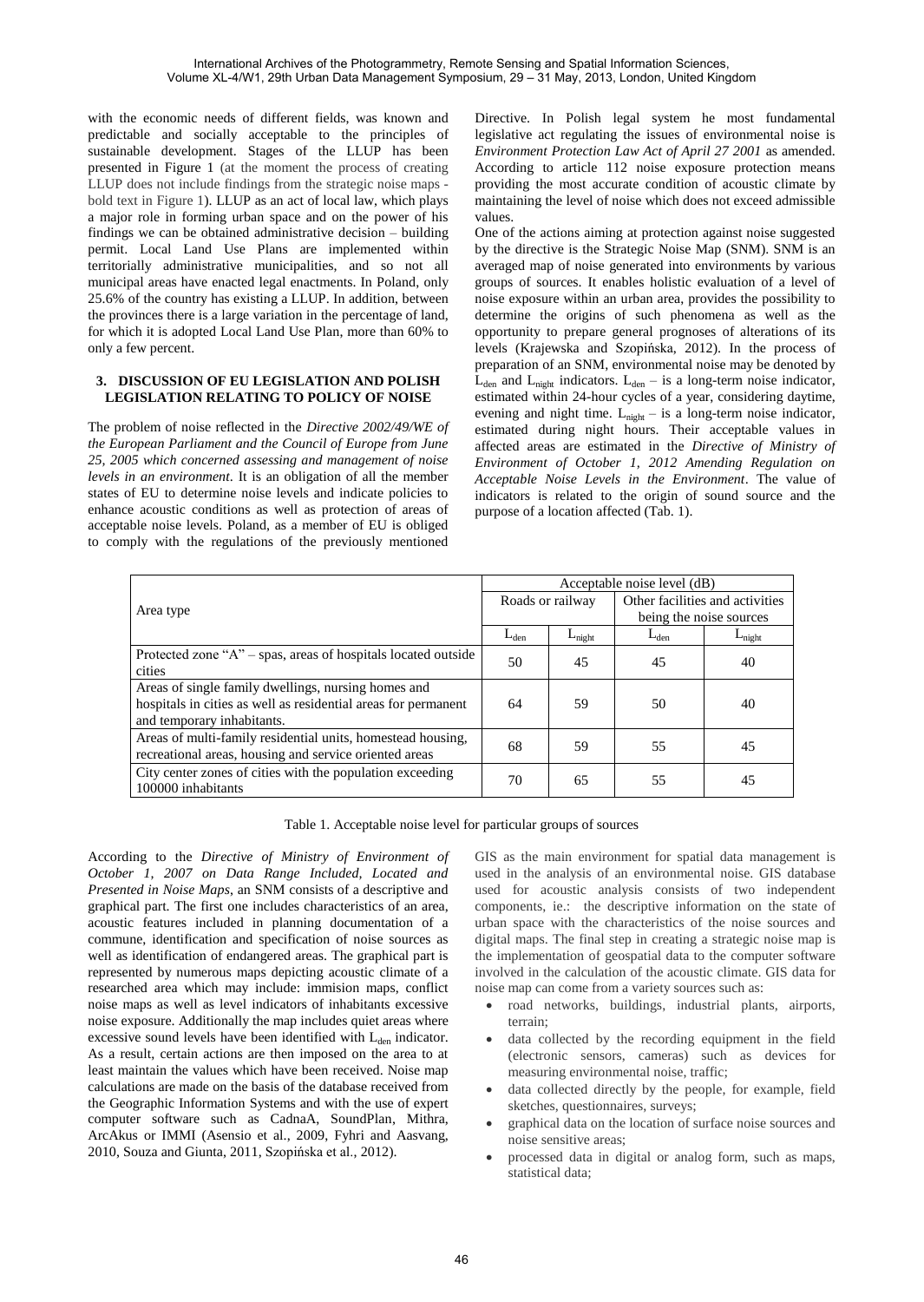with the economic needs of different fields, was known and predictable and socially acceptable to the principles of sustainable development. Stages of the LLUP has been presented in Figure 1 (at the moment the process of creating LLUP does not include findings from the strategic noise maps - bold text in Figure 1). LLUP as an act of local law, which plays a major role in forming urban space and on the power of his findings we can be obtained administrative decision – building permit. Local Land Use Plans are implemented within territorially administrative municipalities, and so not all municipal areas have enacted legal enactments. In Poland, only 25.6% of the country has existing a LLUP. In addition, between the provinces there is a large variation in the percentage of land, for which it is adopted Local Land Use Plan, more than 60% to only a few percent.

## 3. DISCUSSION OF EU LEGISLATION AND POLISH LEGISLATION RELATING TO POLICY OF NOISE

The problem of noise reflected in the *Directive 2002/49/WE of the European Parliament and the Council of Europe from June 25, 2005 which concerned assessing and management of noise levels in an environment*. It is an obligation of all the member states of EU to determine noise levels and indicate policies to enhance acoustic conditions as well as protection of areas of acceptable noise levels. Poland, as a member of EU is obliged to comply with the regulations of the previously mentioned Directive. In Polish legal system he most fundamental legislative act regulating the issues of environmental noise is *Environment Protection Law Act of April 27 2001* as amended. According to article 112 noise exposure protection means providing the most accurate condition of acoustic climate by maintaining the level of noise which does not exceed admissible values.

One of the actions aiming at protection against noise suggested by the directive is the Strategic Noise Map (SNM). SNM is an averaged map of noise generated into environments by various groups of sources. It enables holistic evaluation of a level of noise exposure within an urban area, provides the possibility to determine the origins of such phenomena as well as the opportunity to prepare general prognoses of alterations of its levels (Krajewska and Szopińska, 2012). In the process of preparation of an SNM, environmental noise may be denoted by $L_{den}$ and $L_{night}$ indicators. $L_{den}$ – is a long-term noise indicator, estimated within 24-hour cycles of a year, considering daytime, evening and night time. $L_{night}$ – is a long-term noise indicator, estimated during night hours. Their acceptable values in affected areas are estimated in the *Directive of Ministry of Environment of October 1, 2012 Amending Regulation on Acceptable Noise Levels in the Environment*. The value of indicators is related to the origin of sound source and the purpose of a location affected (Tab. 1).

| Area type | Acceptable noise level (dB) | | | |
|---|---|---|---|---|
| | Roads or railway | | Other facilities and activities being the noise sources | |
| | $L_{den}$ | $L_{night}$ | $L_{den}$ | $L_{night}$ |
| Protected zone "A" – spas, areas of hospitals located outside cities | 50 | 45 | 45 | 40 |
| Areas of single family dwellings, nursing homes and hospitals in cities as well as residential areas for permanent and temporary inhabitants. | 64 | 59 | 50 | 40 |
| Areas of multi-family residential units, homestead housing, recreational areas, housing and service oriented areas | 68 | 59 | 55 | 45 |
| City center zones of cities with the population exceeding 100000 inhabitants | 70 | 65 | 55 | 45 |

Table 1. Acceptable noise level for particular groups of sources

According to the *Directive of Ministry of Environment of October 1, 2007 on Data Range Included, Located and Presented in Noise Maps*, an SNM consists of a descriptive and graphical part. The first one includes characteristics of an area, acoustic features included in planning documentation of a commune, identification and specification of noise sources as well as identification of endangered areas. The graphical part is represented by numerous maps depicting acoustic climate of a researched area which may include: immision maps, conflict noise maps as well as level indicators of inhabitants excessive noise exposure. Additionally the map includes quiet areas where excessive sound levels have been identified with $L_{den}$ indicator. As a result, certain actions are then imposed on the area to at least maintain the values which have been received. Noise map calculations are made on the basis of the database received from the Geographic Information Systems and with the use of expert computer software such as CadnaA, SoundPlan, Mithra, ArcAkus or IMMI (Asensio et al., 2009, Fyhri and Aasvang, 2010, Souza and Giunta, 2011, Szopińska et al., 2012).

GIS as the main environment for spatial data management is used in the analysis of an environmental noise. GIS database used for acoustic analysis consists of two independent components, ie.: the descriptive information on the state of urban space with the characteristics of the noise sources and digital maps. The final step in creating a strategic noise map is the implementation of geospatial data to the computer software involved in the calculation of the acoustic climate. GIS data for noise map can come from a variety sources such as:

- road networks, buildings, industrial plants, airports, terrain;
- data collected by the recording equipment in the field (electronic sensors, cameras) such as devices for measuring environmental noise, traffic;
- data collected directly by the people, for example, field sketches, questionnaires, surveys;
- graphical data on the location of surface noise sources and noise sensitive areas;
- processed data in digital or analog form, such as maps, statistical data;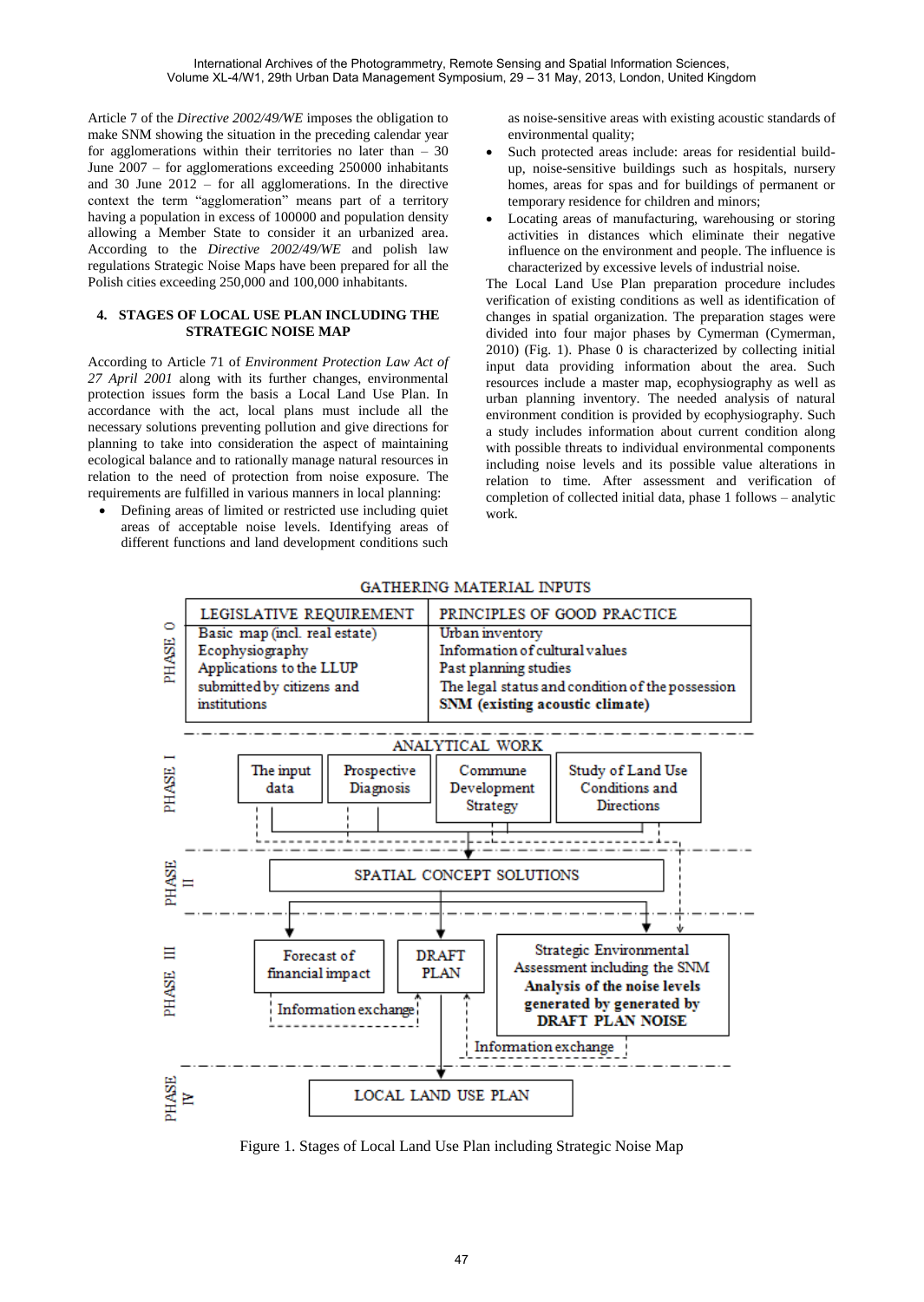Article 7 of the *Directive 2002/49/WE* imposes the obligation to make SNM showing the situation in the preceding calendar year for agglomerations within their territories no later than – 30 June 2007 – for agglomerations exceeding 250000 inhabitants and 30 June 2012 – for all agglomerations. In the directive context the term "agglomeration" means part of a territory having a population in excess of 100000 and population density allowing a Member State to consider it an urbanized area. According to the *Directive 2002/49/WE* and polish law regulations Strategic Noise Maps have been prepared for all the Polish cities exceeding 250,000 and 100,000 inhabitants.

## 4. STAGES OF LOCAL USE PLAN INCLUDING THE STRATEGIC NOISE MAP

According to Article 71 of *Environment Protection Law Act of 27 April 2001* along with its further changes, environmental protection issues form the basis a Local Land Use Plan. In accordance with the act, local plans must include all the necessary solutions preventing pollution and give directions for planning to take into consideration the aspect of maintaining ecological balance and to rationally manage natural resources in relation to the need of protection from noise exposure. The requirements are fulfilled in various manners in local planning:

- Defining areas of limited or restricted use including quiet areas of acceptable noise levels. Identifying areas of different functions and land development conditions such as noise-sensitive areas with existing acoustic standards of environmental quality;
- Such protected areas include: areas for residential build-up, noise-sensitive buildings such as hospitals, nursery homes, areas for spas and for buildings of permanent or temporary residence for children and minors;
- Locating areas of manufacturing, warehousing or storing activities in distances which eliminate their negative influence on the environment and people. The influence is characterized by excessive levels of industrial noise.

The Local Land Use Plan preparation procedure includes verification of existing conditions as well as identification of changes in spatial organization. The preparation stages were divided into four major phases by Cymerman (Cymerman, 2010) (Fig. 1). Phase 0 is characterized by collecting initial input data providing information about the area. Such resources include a master map, ecophysiography as well as urban planning inventory. The needed analysis of natural environment condition is provided by ecophysiography. Such a study includes information about current condition along with possible threats to individual environmental components including noise levels and its possible value alterations in relation to time. After assessment and verification of completion of collected initial data, phase 1 follows – analytic work.

GATHERING MATERIAL INPUTS

| PHASE 0 | LEGISLATIVE REQUIREMENT | PRINCIPLES OF GOOD PRACTICE |
|---|---|---|
| | Basic map (incl. real estate)<br>Ecophysiography<br>Applications to the LLUP submitted by citizens and institutions | Urban inventory<br>Information of cultural values<br>Past planning studies<br>The legal status and condition of the possession<br>**SNM (existing acoustic climate)** |

PHASE I – ANALYTICAL WORK: The input data; Prospective Diagnosis; Commune Development Strategy; Study of Land Use Conditions and Directions

PHASE II – SPATIAL CONCEPT SOLUTIONS

PHASE III – Forecast of financial impact; DRAFT PLAN; Strategic Environmental Assessment including the SNM **Analysis of the noise levels generated by generated by DRAFT PLAN NOISE**; Information exchange; Information exchange

PHASE IV – LOCAL LAND USE PLAN

Figure 1. Stages of Local Land Use Plan including Strategic Noise Map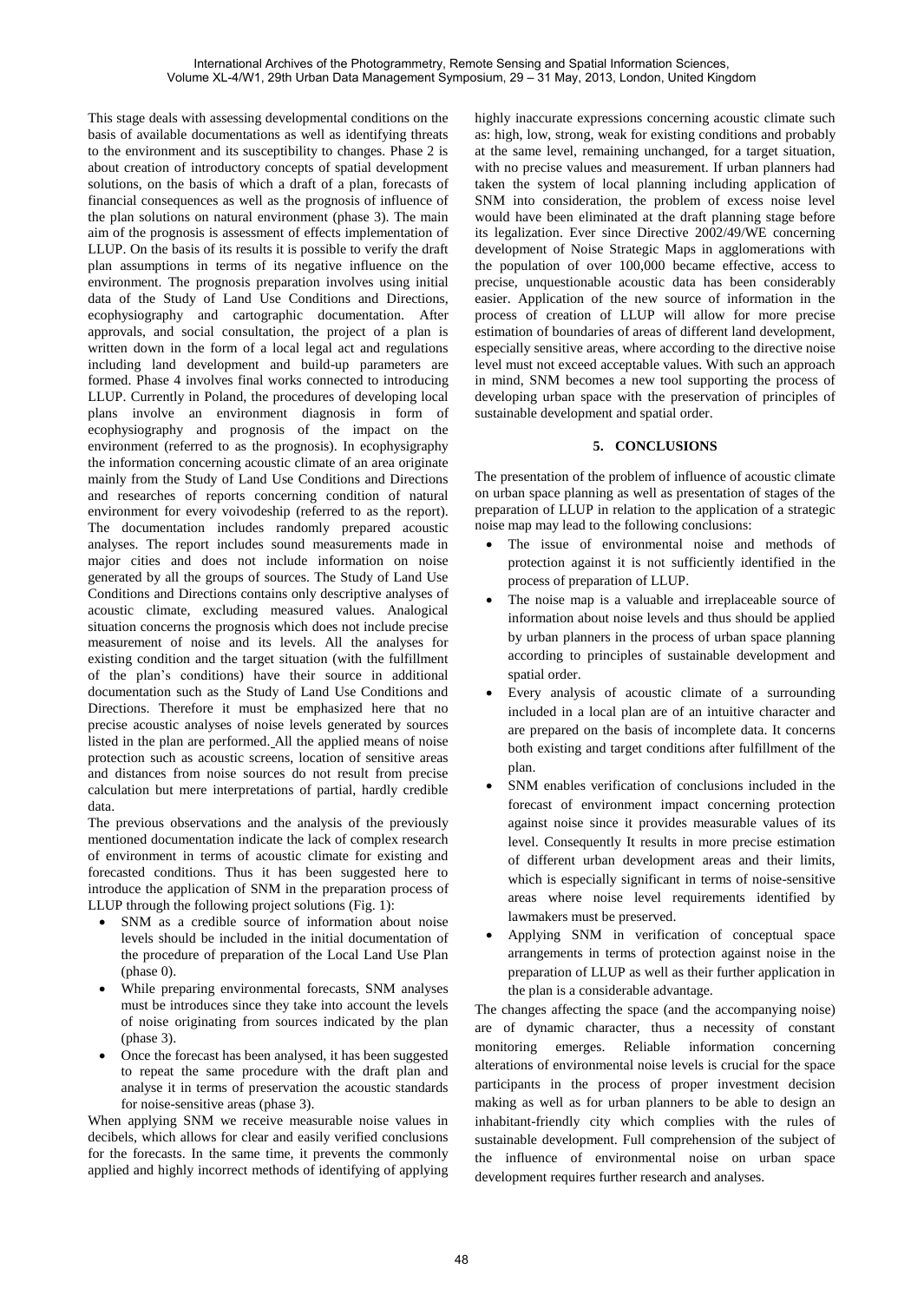This stage deals with assessing developmental conditions on the basis of available documentations as well as identifying threats to the environment and its susceptibility to changes. Phase 2 is about creation of introductory concepts of spatial development solutions, on the basis of which a draft of a plan, forecasts of financial consequences as well as the prognosis of influence of the plan solutions on natural environment (phase 3). The main aim of the prognosis is assessment of effects implementation of LLUP. On the basis of its results it is possible to verify the draft plan assumptions in terms of its negative influence on the environment. The prognosis preparation involves using initial data of the Study of Land Use Conditions and Directions, ecophysiography and cartographic documentation. After approvals, and social consultation, the project of a plan is written down in the form of a local legal act and regulations including land development and build-up parameters are formed. Phase 4 involves final works connected to introducing LLUP. Currently in Poland, the procedures of developing local plans involve an environment diagnosis in form of ecophysiography and prognosis of the impact on the environment (referred to as the prognosis). In ecophysigraphy the information concerning acoustic climate of an area originate mainly from the Study of Land Use Conditions and Directions and researches of reports concerning condition of natural environment for every voivodeship (referred to as the report). The documentation includes randomly prepared acoustic analyses. The report includes sound measurements made in major cities and does not include information on noise generated by all the groups of sources. The Study of Land Use Conditions and Directions contains only descriptive analyses of acoustic climate, excluding measured values. Analogical situation concerns the prognosis which does not include precise measurement of noise and its levels. All the analyses for existing condition and the target situation (with the fulfillment of the plan's conditions) have their source in additional documentation such as the Study of Land Use Conditions and Directions. Therefore it must be emphasized here that no precise acoustic analyses of noise levels generated by sources listed in the plan are performed. All the applied means of noise protection such as acoustic screens, location of sensitive areas and distances from noise sources do not result from precise calculation but mere interpretations of partial, hardly credible data.

The previous observations and the analysis of the previously mentioned documentation indicate the lack of complex research of environment in terms of acoustic climate for existing and forecasted conditions. Thus it has been suggested here to introduce the application of SNM in the preparation process of LLUP through the following project solutions (Fig. 1):

- SNM as a credible source of information about noise levels should be included in the initial documentation of the procedure of preparation of the Local Land Use Plan (phase 0).
- While preparing environmental forecasts, SNM analyses must be introduces since they take into account the levels of noise originating from sources indicated by the plan (phase 3).
- Once the forecast has been analysed, it has been suggested to repeat the same procedure with the draft plan and analyse it in terms of preservation the acoustic standards for noise-sensitive areas (phase 3).

When applying SNM we receive measurable noise values in decibels, which allows for clear and easily verified conclusions for the forecasts. In the same time, it prevents the commonly applied and highly incorrect methods of identifying of applying highly inaccurate expressions concerning acoustic climate such as: high, low, strong, weak for existing conditions and probably at the same level, remaining unchanged, for a target situation, with no precise values and measurement. If urban planners had taken the system of local planning including application of SNM into consideration, the problem of excess noise level would have been eliminated at the draft planning stage before its legalization. Ever since Directive 2002/49/WE concerning development of Noise Strategic Maps in agglomerations with the population of over 100,000 became effective, access to precise, unquestionable acoustic data has been considerably easier. Application of the new source of information in the process of creation of LLUP will allow for more precise estimation of boundaries of areas of different land development, especially sensitive areas, where according to the directive noise level must not exceed acceptable values. With such an approach in mind, SNM becomes a new tool supporting the process of developing urban space with the preservation of principles of sustainable development and spatial order.

## 5. CONCLUSIONS

The presentation of the problem of influence of acoustic climate on urban space planning as well as presentation of stages of the preparation of LLUP in relation to the application of a strategic noise map may lead to the following conclusions:

- The issue of environmental noise and methods of protection against it is not sufficiently identified in the process of preparation of LLUP.
- The noise map is a valuable and irreplaceable source of information about noise levels and thus should be applied by urban planners in the process of urban space planning according to principles of sustainable development and spatial order.
- Every analysis of acoustic climate of a surrounding included in a local plan are of an intuitive character and are prepared on the basis of incomplete data. It concerns both existing and target conditions after fulfillment of the plan.
- SNM enables verification of conclusions included in the forecast of environment impact concerning protection against noise since it provides measurable values of its level. Consequently It results in more precise estimation of different urban development areas and their limits, which is especially significant in terms of noise-sensitive areas where noise level requirements identified by lawmakers must be preserved.
- Applying SNM in verification of conceptual space arrangements in terms of protection against noise in the preparation of LLUP as well as their further application in the plan is a considerable advantage.

The changes affecting the space (and the accompanying noise) are of dynamic character, thus a necessity of constant monitoring emerges. Reliable information concerning alterations of environmental noise levels is crucial for the space participants in the process of proper investment decision making as well as for urban planners to be able to design an inhabitant-friendly city which complies with the rules of sustainable development. Full comprehension of the subject of the influence of environmental noise on urban space development requires further research and analyses.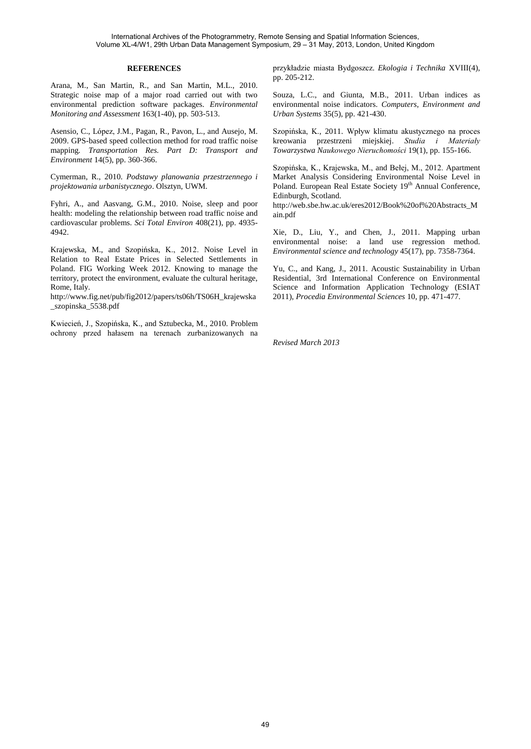## REFERENCES

Arana, M., San Martin, R., and San Martin, M.L., 2010. Strategic noise map of a major road carried out with two environmental prediction software packages. *Environmental Monitoring and Assessment* 163(1-40), pp. 503-513.

Asensio, C., López, J.M., Pagan, R., Pavon, L., and Ausejo, M. 2009. GPS-based speed collection method for road traffic noise mapping. *Transportation Res. Part D: Transport and Environment* 14(5), pp. 360-366.

Cymerman, R., 2010. *Podstawy planowania przestrzennego i projektowania urbanistycznego*. Olsztyn, UWM.

Fyhri, A., and Aasvang, G.M., 2010. Noise, sleep and poor health: modeling the relationship between road traffic noise and cardiovascular problems. *Sci Total Environ* 408(21), pp. 4935-4942.

Krajewska, M., and Szopińska, K., 2012. Noise Level in Relation to Real Estate Prices in Selected Settlements in Poland. FIG Working Week 2012. Knowing to manage the territory, protect the environment, evaluate the cultural heritage, Rome, Italy.
http://www.fig.net/pub/fig2012/papers/ts06h/TS06H_krajewska_szopinska_5538.pdf

Kwiecień, J., Szopińska, K., and Sztubecka, M., 2010. Problem ochrony przed hałasem na terenach zurbanizowanych na przykładzie miasta Bydgoszcz. *Ekologia i Technika* XVIII(4), pp. 205-212.

Souza, L.C., and Giunta, M.B., 2011. Urban indices as environmental noise indicators. *Computers, Environment and Urban Systems* 35(5), pp. 421-430.

Szopińska, K., 2011. Wpływ klimatu akustycznego na proces kreowania przestrzeni miejskiej. *Studia i Materiały Towarzystwa Naukowego Nieruchomości* 19(1), pp. 155-166.

Szopińska, K., Krajewska, M., and Bełej, M., 2012. Apartment Market Analysis Considering Environmental Noise Level in Poland. European Real Estate Society 19th Annual Conference, Edinburgh, Scotland.
http://web.sbe.hw.ac.uk/eres2012/Book%20of%20Abstracts_Main.pdf

Xie, D., Liu, Y., and Chen, J., 2011. Mapping urban environmental noise: a land use regression method. *Environmental science and technology* 45(17), pp. 7358-7364.

Yu, C., and Kang, J., 2011. Acoustic Sustainability in Urban Residential, 3rd International Conference on Environmental Science and Information Application Technology (ESIAT 2011), *Procedia Environmental Sciences* 10, pp. 471-477.

*Revised March 2013*